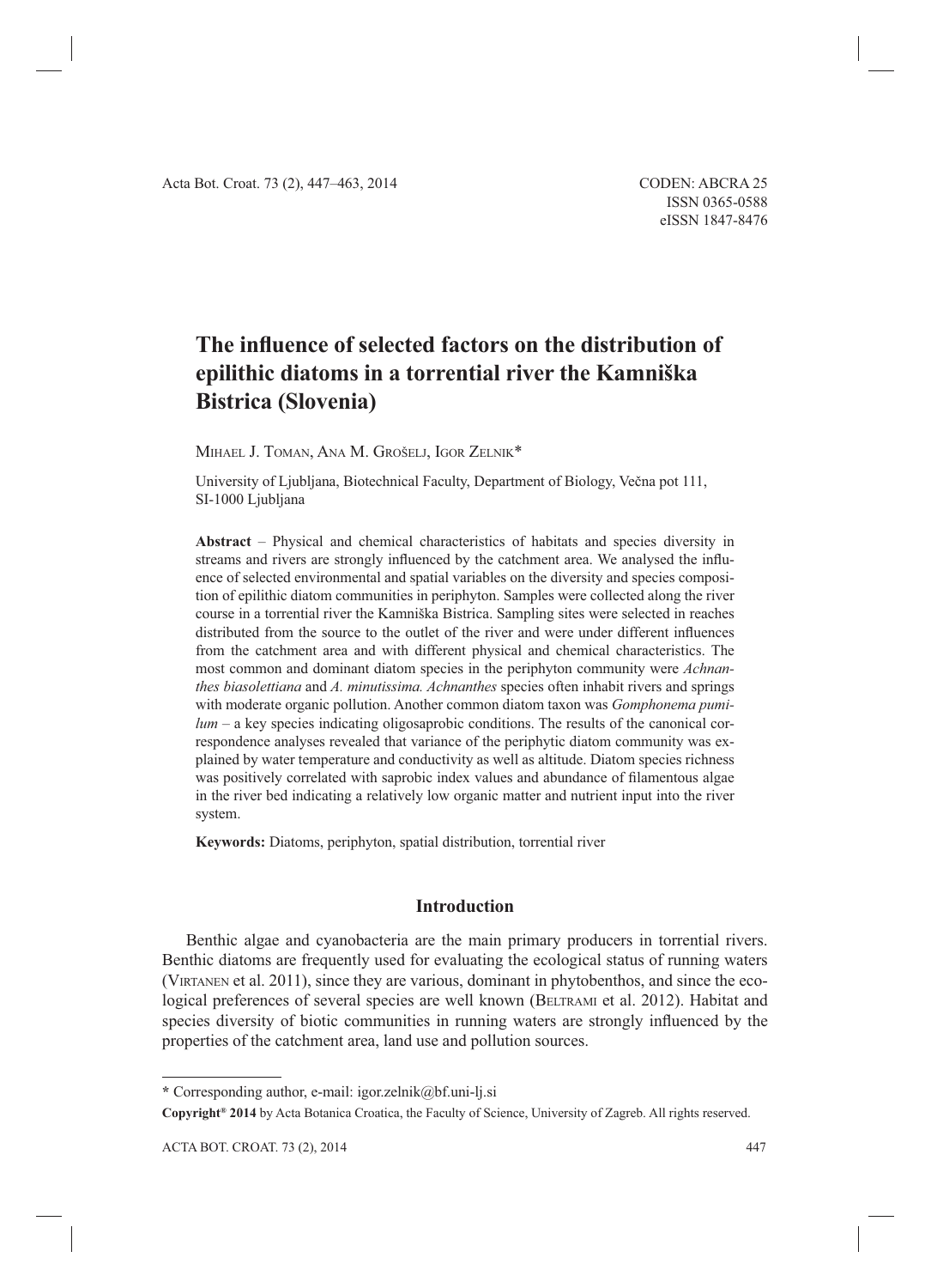# The influence of selected factors on the distribution of epilithic diatoms in a torrential river the Kamniška Bistrica (Slovenia)

Mihael J. Toman, Ana M. Grošelj, Igor Zelnik*

University of Ljubljana, Biotechnical Faculty, Department of Biology, Večna pot 111, SI-1000 Ljubljana

**Abstract** – Physical and chemical characteristics of habitats and species diversity in streams and rivers are strongly influenced by the catchment area. We analysed the influence of selected environmental and spatial variables on the diversity and species composition of epilithic diatom communities in periphyton. Samples were collected along the river course in a torrential river the Kamniška Bistrica. Sampling sites were selected in reaches distributed from the source to the outlet of the river and were under different influences from the catchment area and with different physical and chemical characteristics. The most common and dominant diatom species in the periphyton community were *Achnanthes biasolettiana* and *A. minutissima. Achnanthes* species often inhabit rivers and springs with moderate organic pollution. Another common diatom taxon was *Gomphonema pumilum* – a key species indicating oligosaprobic conditions. The results of the canonical correspondence analyses revealed that variance of the periphytic diatom community was explained by water temperature and conductivity as well as altitude. Diatom species richness was positively correlated with saprobic index values and abundance of filamentous algae in the river bed indicating a relatively low organic matter and nutrient input into the river system.

**Keywords:** Diatoms, periphyton, spatial distribution, torrential river

## Introduction

Benthic algae and cyanobacteria are the main primary producers in torrential rivers. Benthic diatoms are frequently used for evaluating the ecological status of running waters (Virtanen et al. 2011), since they are various, dominant in phytobenthos, and since the ecological preferences of several species are well known (Beltrami et al. 2012). Habitat and species diversity of biotic communities in running waters are strongly influenced by the properties of the catchment area, land use and pollution sources.

---

* Corresponding author, e-mail: igor.zelnik@bf.uni-lj.si

**Copyright® 2014** by Acta Botanica Croatica, the Faculty of Science, University of Zagreb. All rights reserved.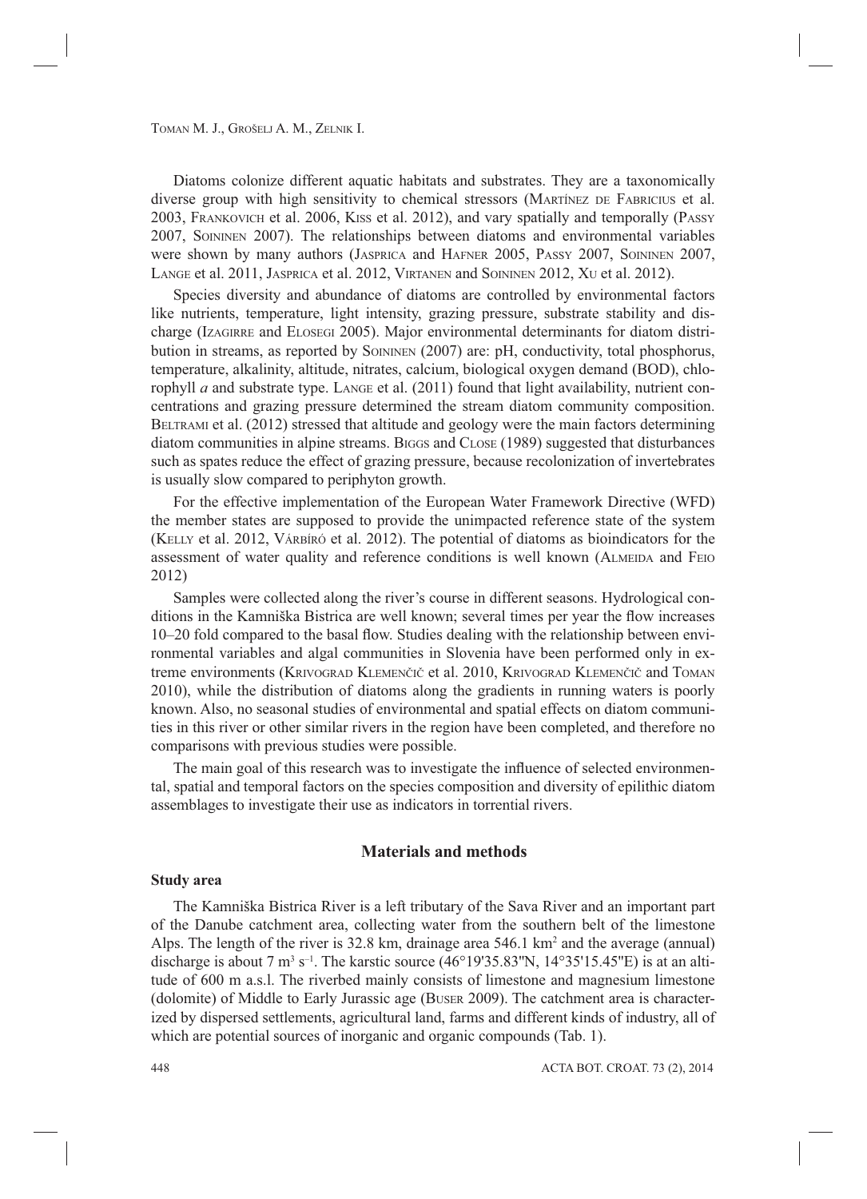Diatoms colonize different aquatic habitats and substrates. They are a taxonomically diverse group with high sensitivity to chemical stressors (Martínez de Fabricius et al. 2003, Frankovich et al. 2006, Kiss et al. 2012), and vary spatially and temporally (Passy 2007, Soininen 2007). The relationships between diatoms and environmental variables were shown by many authors (Jasprica and Hafner 2005, Passy 2007, Soininen 2007, Lange et al. 2011, Jasprica et al. 2012, Virtanen and Soininen 2012, Xu et al. 2012).

Species diversity and abundance of diatoms are controlled by environmental factors like nutrients, temperature, light intensity, grazing pressure, substrate stability and discharge (Izagirre and Elosegi 2005). Major environmental determinants for diatom distribution in streams, as reported by Soininen (2007) are: pH, conductivity, total phosphorus, temperature, alkalinity, altitude, nitrates, calcium, biological oxygen demand (BOD), chlorophyll *a* and substrate type. Lange et al. (2011) found that light availability, nutrient concentrations and grazing pressure determined the stream diatom community composition. Beltrami et al. (2012) stressed that altitude and geology were the main factors determining diatom communities in alpine streams. Biggs and Close (1989) suggested that disturbances such as spates reduce the effect of grazing pressure, because recolonization of invertebrates is usually slow compared to periphyton growth.

For the effective implementation of the European Water Framework Directive (WFD) the member states are supposed to provide the unimpacted reference state of the system (Kelly et al. 2012, Várbíró et al. 2012). The potential of diatoms as bioindicators for the assessment of water quality and reference conditions is well known (Almeida and Feio 2012)

Samples were collected along the river's course in different seasons. Hydrological conditions in the Kamniška Bistrica are well known; several times per year the flow increases 10–20 fold compared to the basal flow. Studies dealing with the relationship between environmental variables and algal communities in Slovenia have been performed only in extreme environments (Krivograd Klemenčič et al. 2010, Krivograd Klemenčič and Toman 2010), while the distribution of diatoms along the gradients in running waters is poorly known. Also, no seasonal studies of environmental and spatial effects on diatom communities in this river or other similar rivers in the region have been completed, and therefore no comparisons with previous studies were possible.

The main goal of this research was to investigate the influence of selected environmental, spatial and temporal factors on the species composition and diversity of epilithic diatom assemblages to investigate their use as indicators in torrential rivers.

## Materials and methods

### Study area

The Kamniška Bistrica River is a left tributary of the Sava River and an important part of the Danube catchment area, collecting water from the southern belt of the limestone Alps. The length of the river is 32.8 km, drainage area 546.1 km$^2$ and the average (annual) discharge is about 7 m$^3$ s$^{-1}$. The karstic source (46°19'35.83''N, 14°35'15.45''E) is at an altitude of 600 m a.s.l. The riverbed mainly consists of limestone and magnesium limestone (dolomite) of Middle to Early Jurassic age (Buser 2009). The catchment area is characterized by dispersed settlements, agricultural land, farms and different kinds of industry, all of which are potential sources of inorganic and organic compounds (Tab. 1).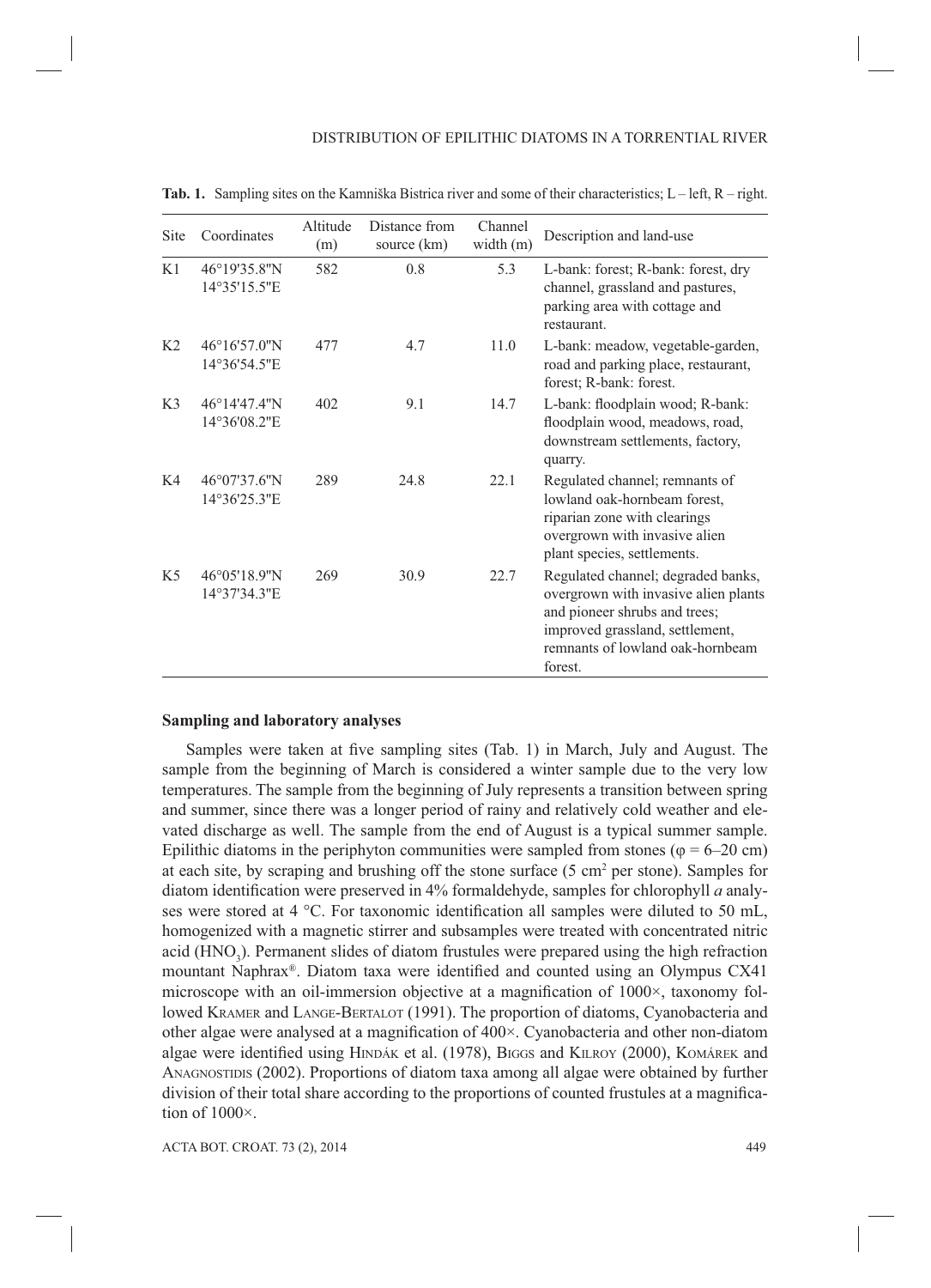**Tab. 1.** Sampling sites on the Kamniška Bistrica river and some of their characteristics; L – left, R – right.

| Site | Coordinates | Altitude (m) | Distance from source (km) | Channel width (m) | Description and land-use |
|---|---|---|---|---|---|
| K1 | 46°19'35.8"N 14°35'15.5"E | 582 | 0.8 | 5.3 | L-bank: forest; R-bank: forest, dry channel, grassland and pastures, parking area with cottage and restaurant. |
| K2 | 46°16'57.0"N 14°36'54.5"E | 477 | 4.7 | 11.0 | L-bank: meadow, vegetable-garden, road and parking place, restaurant, forest; R-bank: forest. |
| K3 | 46°14'47.4"N 14°36'08.2"E | 402 | 9.1 | 14.7 | L-bank: floodplain wood; R-bank: floodplain wood, meadows, road, downstream settlements, factory, quarry. |
| K4 | 46°07'37.6"N 14°36'25.3"E | 289 | 24.8 | 22.1 | Regulated channel; remnants of lowland oak-hornbeam forest, riparian zone with clearings overgrown with invasive alien plant species, settlements. |
| K5 | 46°05'18.9"N 14°37'34.3"E | 269 | 30.9 | 22.7 | Regulated channel; degraded banks, overgrown with invasive alien plants and pioneer shrubs and trees; improved grassland, settlement, remnants of lowland oak-hornbeam forest. |

### Sampling and laboratory analyses

Samples were taken at five sampling sites (Tab. 1) in March, July and August. The sample from the beginning of March is considered a winter sample due to the very low temperatures. The sample from the beginning of July represents a transition between spring and summer, since there was a longer period of rainy and relatively cold weather and elevated discharge as well. The sample from the end of August is a typical summer sample. Epilithic diatoms in the periphyton communities were sampled from stones ($\varphi$ = 6–20 cm) at each site, by scraping and brushing off the stone surface (5 $cm^2$ per stone). Samples for diatom identification were preserved in 4% formaldehyde, samples for chlorophyll *a* analyses were stored at 4 °C. For taxonomic identification all samples were diluted to 50 mL, homogenized with a magnetic stirrer and subsamples were treated with concentrated nitric acid ($HNO_3$). Permanent slides of diatom frustules were prepared using the high refraction mountant Naphrax®. Diatom taxa were identified and counted using an Olympus CX41 microscope with an oil-immersion objective at a magnification of 1000×, taxonomy followed Krammer and Lange-Bertalot (1991). The proportion of diatoms, Cyanobacteria and other algae were analysed at a magnification of 400×. Cyanobacteria and other non-diatom algae were identified using Hindák et al. (1978), Biggs and Kilroy (2000), Komárek and Anagnostidis (2002). Proportions of diatom taxa among all algae were obtained by further division of their total share according to the proportions of counted frustules at a magnification of 1000×.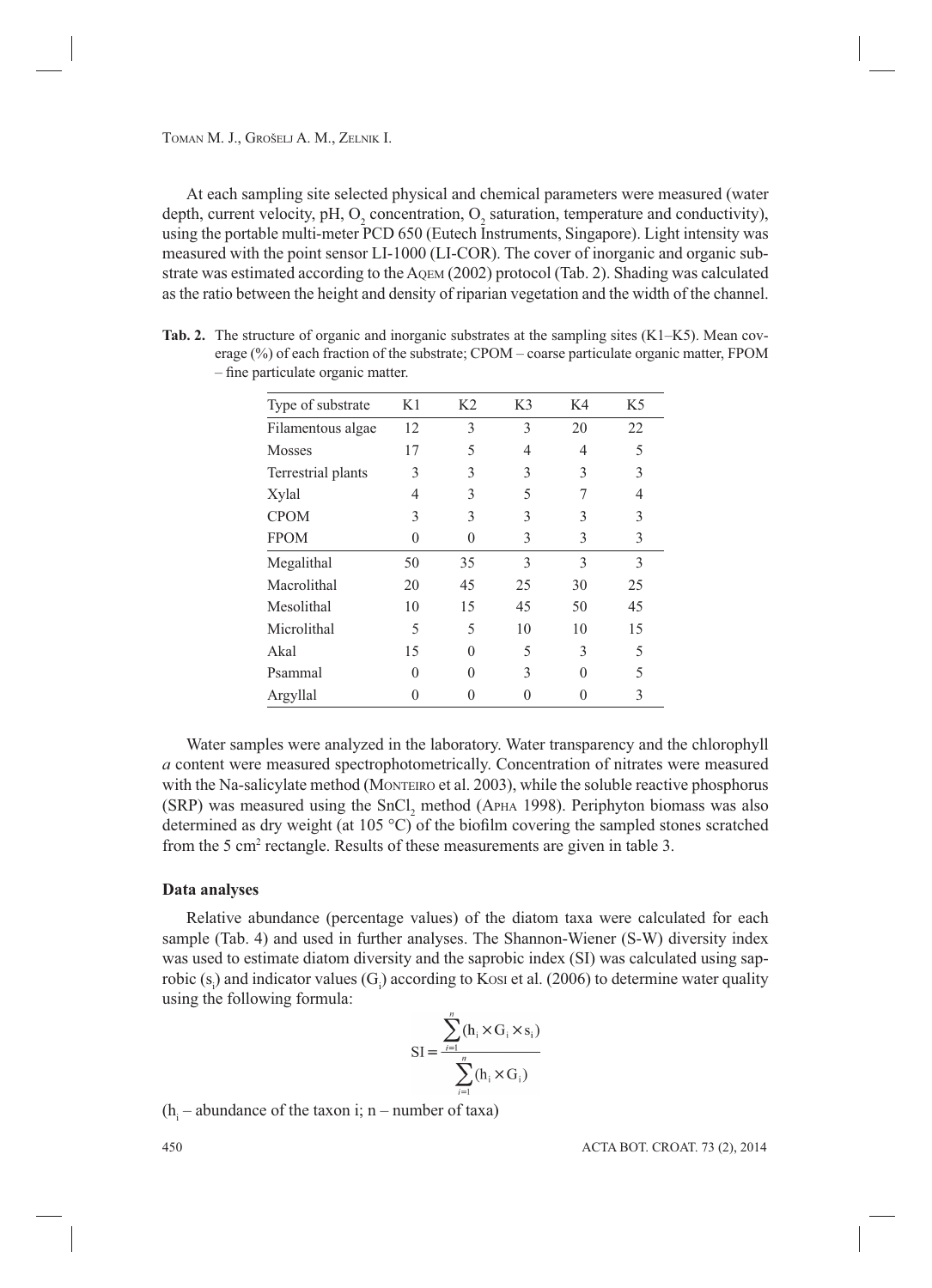At each sampling site selected physical and chemical parameters were measured (water depth, current velocity, pH, $O_2$ concentration, $O_2$ saturation, temperature and conductivity), using the portable multi-meter PCD 650 (Eutech Instruments, Singapore). Light intensity was measured with the point sensor LI-1000 (LI-COR). The cover of inorganic and organic substrate was estimated according to the AQEM (2002) protocol (Tab. 2). Shading was calculated as the ratio between the height and density of riparian vegetation and the width of the channel.

**Tab. 2.** The structure of organic and inorganic substrates at the sampling sites (K1–K5). Mean coverage (%) of each fraction of the substrate; CPOM – coarse particulate organic matter, FPOM – fine particulate organic matter.

| Type of substrate | K1 | K2 | K3 | K4 | K5 |
|---|---|---|---|---|---|
| Filamentous algae | 12 | 3 | 3 | 20 | 22 |
| Mosses | 17 | 5 | 4 | 4 | 5 |
| Terrestrial plants | 3 | 3 | 3 | 3 | 3 |
| Xylal | 4 | 3 | 5 | 7 | 4 |
| CPOM | 3 | 3 | 3 | 3 | 3 |
| FPOM | 0 | 0 | 3 | 3 | 3 |
| Megalithal | 50 | 35 | 3 | 3 | 3 |
| Macrolithal | 20 | 45 | 25 | 30 | 25 |
| Mesolithal | 10 | 15 | 45 | 50 | 45 |
| Microlithal | 5 | 5 | 10 | 10 | 15 |
| Akal | 15 | 0 | 5 | 3 | 5 |
| Psammal | 0 | 0 | 3 | 0 | 5 |
| Argyllal | 0 | 0 | 0 | 0 | 3 |

Water samples were analyzed in the laboratory. Water transparency and the chlorophyll *a* content were measured spectrophotometrically. Concentration of nitrates were measured with the Na-salicylate method (MONTEIRO et al. 2003), while the soluble reactive phosphorus (SRP) was measured using the $SnCl_2$ method (APHA 1998). Periphyton biomass was also determined as dry weight (at 105 °C) of the biofilm covering the sampled stones scratched from the 5 $cm^2$ rectangle. Results of these measurements are given in table 3.

**Data analyses**

Relative abundance (percentage values) of the diatom taxa were calculated for each sample (Tab. 4) and used in further analyses. The Shannon-Wiener (S-W) diversity index was used to estimate diatom diversity and the saprobic index (SI) was calculated using saprobic ($s_i$) and indicator values ($G_i$) according to KOSI et al. (2006) to determine water quality using the following formula:

$$SI = \frac{\sum_{i=1}^{n}(h_i \times G_i \times s_i)}{\sum_{i=1}^{n}(h_i \times G_i)}$$

($h_i$ – abundance of the taxon i; n – number of taxa)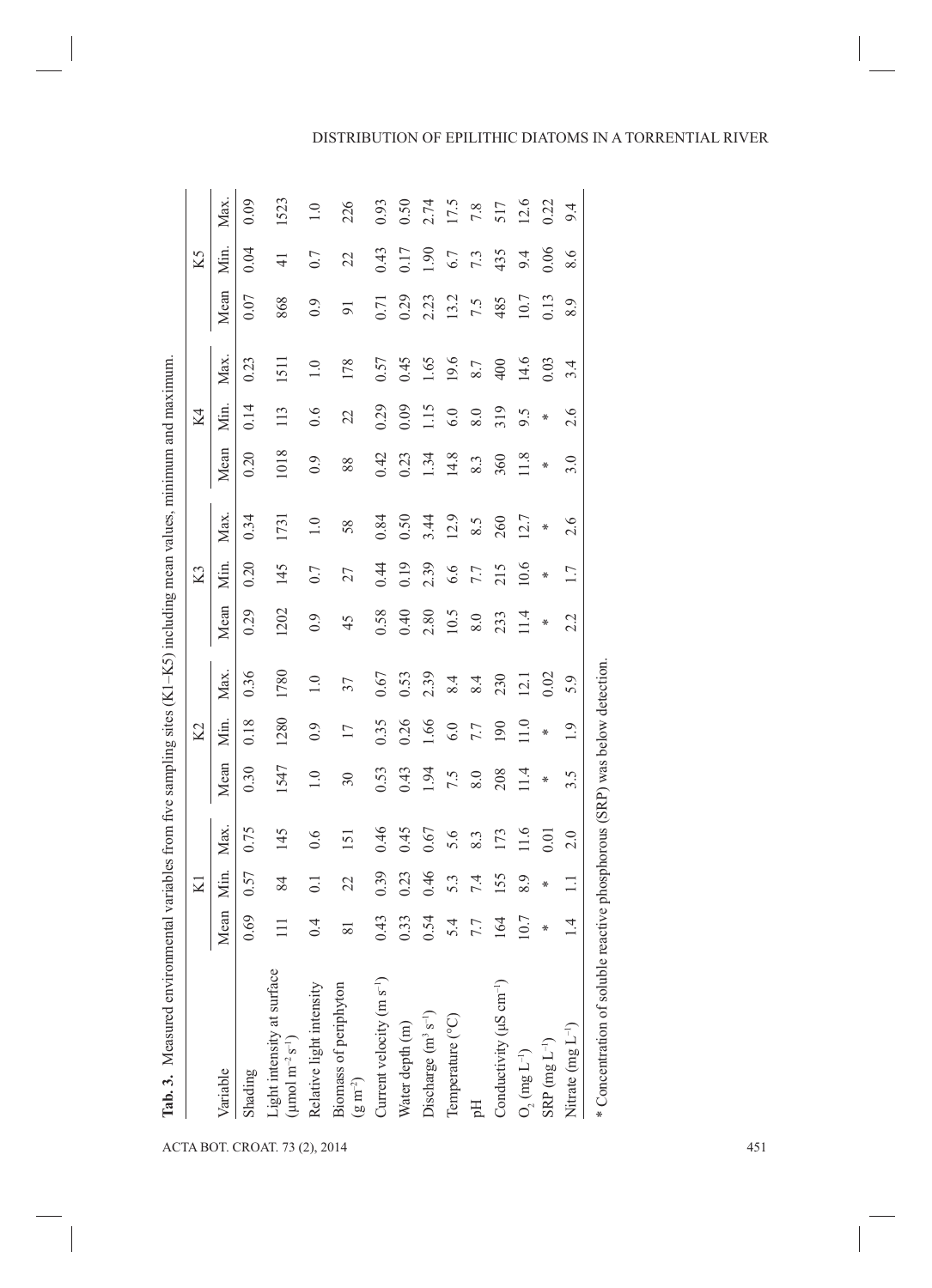**Tab. 3.** Measured environmental variables from five sampling sites (K1–K5) including mean values, minimum and maximum.

| Variable | K1 | | | K2 | | | K3 | | | K4 | | | K5 | | |
|---|---|---|---|---|---|---|---|---|---|---|---|---|---|---|---|
| | Mean | Min. | Max. | Mean | Min. | Max. | Mean | Min. | Max. | Mean | Min. | Max. | Mean | Min. | Max. |
| Shading | 0.69 | 0.57 | 0.75 | 0.30 | 0.18 | 0.36 | 0.29 | 0.20 | 0.34 | 0.20 | 0.14 | 0.23 | 0.07 | 0.04 | 0.09 |
| Light intensity at surface ($\mu$mol m$^{-2}$ s$^{-1}$) | 111 | 84 | 145 | 1547 | 1280 | 1780 | 1202 | 145 | 1731 | 1018 | 113 | 1511 | 868 | 41 | 1523 |
| Relative light intensity | 0.4 | 0.1 | 0.6 | 1.0 | 0.9 | 1.0 | 0.9 | 0.7 | 1.0 | 0.9 | 0.6 | 1.0 | 0.9 | 0.7 | 1.0 |
| Biomass of periphyton (g m$^{-2}$) | 81 | 22 | 151 | 30 | 17 | 37 | 45 | 27 | 58 | 88 | 22 | 178 | 91 | 22 | 226 |
| Current velocity (m s$^{-1}$) | 0.43 | 0.39 | 0.46 | 0.53 | 0.35 | 0.67 | 0.58 | 0.44 | 0.84 | 0.42 | 0.29 | 0.57 | 0.71 | 0.43 | 0.93 |
| Water depth (m) | 0.33 | 0.23 | 0.45 | 0.43 | 0.26 | 0.53 | 0.40 | 0.19 | 0.50 | 0.23 | 0.09 | 0.45 | 0.29 | 0.17 | 0.50 |
| Discharge (m$^3$ s$^{-1}$) | 0.54 | 0.46 | 0.67 | 1.94 | 1.66 | 2.39 | 2.80 | 2.39 | 3.44 | 1.34 | 1.15 | 1.65 | 2.23 | 1.90 | 2.74 |
| Temperature (°C) | 5.4 | 5.3 | 5.6 | 7.5 | 6.0 | 8.4 | 10.5 | 6.6 | 12.9 | 14.8 | 6.0 | 19.6 | 13.2 | 6.7 | 17.5 |
| pH | 7.7 | 7.4 | 8.3 | 8.0 | 7.7 | 8.4 | 8.0 | 7.7 | 8.5 | 8.3 | 8.0 | 8.7 | 7.5 | 7.3 | 7.8 |
| Conductivity ($\mu$S cm$^{-1}$) | 164 | 155 | 173 | 208 | 190 | 230 | 233 | 215 | 260 | 360 | 319 | 400 | 485 | 435 | 517 |
| $O_2$ (mg L$^{-1}$) | 10.7 | 8.9 | 11.6 | 11.4 | 11.0 | 12.1 | 11.4 | 10.6 | 12.7 | 11.8 | 9.5 | 14.6 | 10.7 | 9.4 | 12.6 |
| SRP (mg L$^{-1}$) | * | * | 0.01 | * | * | 0.02 | * | * | * | * | * | 0.03 | 0.13 | 0.06 | 0.22 |
| Nitrate (mg L$^{-1}$) | 1.4 | 1.1 | 2.0 | 3.5 | 1.9 | 5.9 | 2.2 | 1.7 | 2.6 | 3.0 | 2.6 | 3.4 | 8.9 | 8.6 | 9.4 |

* Concentration of soluble reactive phosphorous (SRP) was below detection.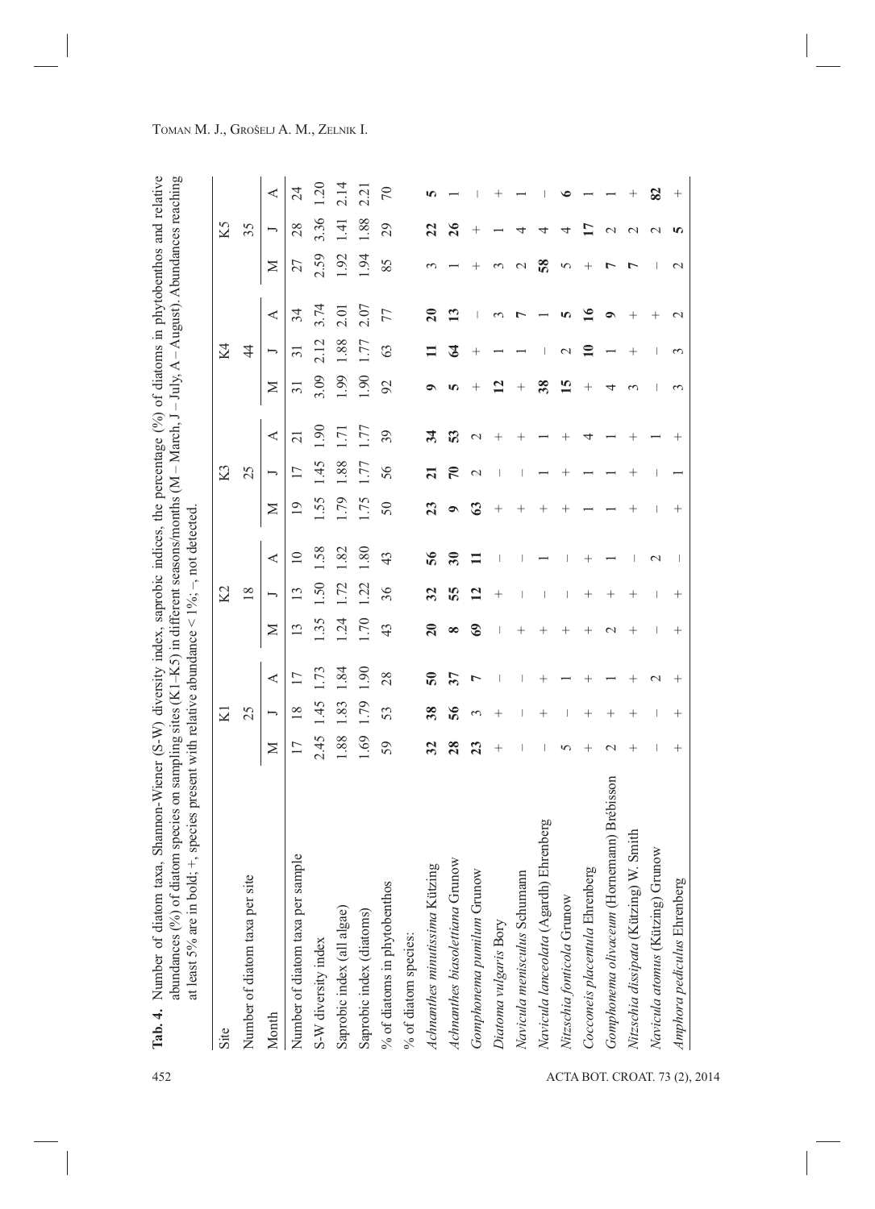**Tab. 4.** Number of diatom taxa, Shannon-Wiener (S-W) diversity index, saprobic indices, the percentage (%) of diatoms in phytobenthos and relative abundances (%) of diatom species on sampling sites (K1–K5) in different seasons/months (M – March, J – July, A – August). Abundances reaching at least 5% are in bold; +, species present with relative abundance < 1%; –, not detected.

| Site | K1 | | | K2 | | | K3 | | | K4 | | | K5 | | |
|---|---|---|---|---|---|---|---|---|---|---|---|---|---|---|---|
| Number of diatom taxa per site | 25 | | | 18 | | | 25 | | | 44 | | | 35 | | |
| Month | M | J | A | M | J | A | M | J | A | M | J | A | M | J | A |
| Number of diatom taxa per sample | 17 | 18 | 17 | 13 | 13 | 10 | 19 | 17 | 21 | 31 | 31 | 34 | 27 | 28 | 24 |
| S-W diversity index | 2.45 | 1.45 | 1.73 | 1.35 | 1.50 | 1.58 | 1.55 | 1.45 | 1.90 | 3.09 | 2.12 | 3.74 | 2.59 | 3.36 | 1.20 |
| Saprobic index (all algae) | 1.88 | 1.83 | 1.84 | 1.24 | 1.72 | 1.82 | 1.79 | 1.88 | 1.71 | 1.99 | 1.88 | 2.01 | 1.92 | 1.41 | 2.14 |
| Saprobic index (diatoms) | 1.69 | 1.79 | 1.90 | 1.70 | 1.22 | 1.80 | 1.75 | 1.77 | 1.77 | 1.90 | 1.77 | 2.07 | 1.94 | 1.88 | 2.21 |
| % of diatoms in phytobenthos | 59 | 53 | 28 | 43 | 36 | 43 | 50 | 56 | 39 | 92 | 63 | 77 | 85 | 29 | 70 |
| % of diatom species: | | | | | | | | | | | | | | | |
| *Achnanthes minutissima* Kützing | **32** | **38** | **50** | **20** | **32** | **56** | **23** | **21** | **34** | **9** | **11** | **20** | 3 | **22** | **5** |
| *Achnanthes biasolettiana* Grunow | **28** | **56** | **37** | **8** | **55** | **30** | **9** | **70** | **53** | **5** | **64** | **13** | 1 | **26** | 1 |
| *Gomphonema pumilum* Grunow | **23** | 3 | **7** | **69** | **12** | **11** | **63** | 2 | 2 | + | + | – | + | + | – |
| *Diatoma vulgaris* Bory | + | + | – | – | + | – | + | – | + | **12** | 1 | 3 | 3 | 1 | + |
| *Navicula menisculus* Schumann | – | – | – | + | – | – | + | – | + | + | 1 | **7** | 2 | 4 | 1 |
| *Navicula lanceolata* (Agardh) Ehrenberg | – | + | + | + | – | 1 | + | 1 | 1 | **38** | – | 1 | **58** | 4 | – |
| *Nitzschia fonticola* Grunow | 5 | – | 1 | + | – | – | + | + | + | **15** | 2 | **5** | 5 | 4 | **6** |
| *Cocconeis placentula* Ehrenberg | + | + | + | + | + | + | 1 | 1 | 4 | + | **10** | **16** | + | **17** | 1 |
| *Gomphonema olivaceum* (Hornemann) Brébisson | 2 | + | 1 | 2 | + | 1 | 1 | 1 | 1 | 4 | 1 | **9** | **7** | 2 | 1 |
| *Nitzschia dissipata* (Kützing) W. Smith | + | + | + | + | + | – | + | + | + | 3 | + | + | **7** | 2 | + |
| *Navicula atomus* (Kützing) Grunow | – | – | 2 | – | – | 2 | – | – | 1 | – | – | + | – | 2 | **82** |
| *Amphora pediculus* Ehrenberg | + | + | + | + | + | – | + | 1 | + | 3 | 3 | 2 | 2 | **5** | + |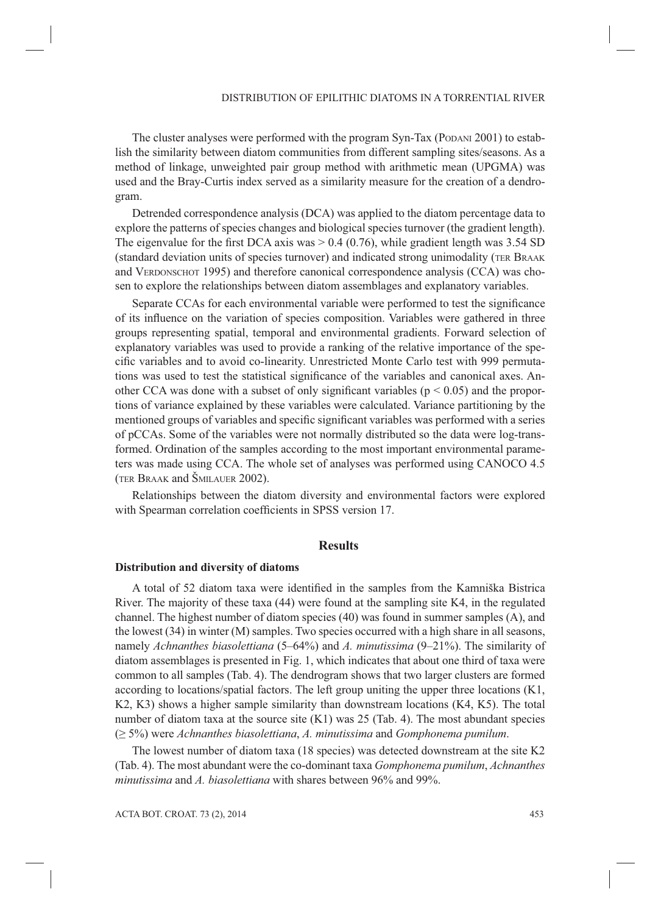The cluster analyses were performed with the program Syn-Tax (Podani 2001) to establish the similarity between diatom communities from different sampling sites/seasons. As a method of linkage, unweighted pair group method with arithmetic mean (UPGMA) was used and the Bray-Curtis index served as a similarity measure for the creation of a dendrogram.

Detrended correspondence analysis (DCA) was applied to the diatom percentage data to explore the patterns of species changes and biological species turnover (the gradient length). The eigenvalue for the first DCA axis was > 0.4 (0.76), while gradient length was 3.54 SD (standard deviation units of species turnover) and indicated strong unimodality (ter Braak and Verdonschot 1995) and therefore canonical correspondence analysis (CCA) was chosen to explore the relationships between diatom assemblages and explanatory variables.

Separate CCAs for each environmental variable were performed to test the significance of its influence on the variation of species composition. Variables were gathered in three groups representing spatial, temporal and environmental gradients. Forward selection of explanatory variables was used to provide a ranking of the relative importance of the specific variables and to avoid co-linearity. Unrestricted Monte Carlo test with 999 permutations was used to test the statistical significance of the variables and canonical axes. Another CCA was done with a subset of only significant variables ($p < 0.05$) and the proportions of variance explained by these variables were calculated. Variance partitioning by the mentioned groups of variables and specific significant variables was performed with a series of pCCAs. Some of the variables were not normally distributed so the data were log-transformed. Ordination of the samples according to the most important environmental parameters was made using CCA. The whole set of analyses was performed using CANOCO 4.5 (ter Braak and Šmilauer 2002).

Relationships between the diatom diversity and environmental factors were explored with Spearman correlation coefficients in SPSS version 17.

## Results

### Distribution and diversity of diatoms

A total of 52 diatom taxa were identified in the samples from the Kamniška Bistrica River. The majority of these taxa (44) were found at the sampling site K4, in the regulated channel. The highest number of diatom species (40) was found in summer samples (A), and the lowest (34) in winter (M) samples. Two species occurred with a high share in all seasons, namely *Achnanthes biasolettiana* (5–64%) and *A. minutissima* (9–21%). The similarity of diatom assemblages is presented in Fig. 1, which indicates that about one third of taxa were common to all samples (Tab. 4). The dendrogram shows that two larger clusters are formed according to locations/spatial factors. The left group uniting the upper three locations (K1, K2, K3) shows a higher sample similarity than downstream locations (K4, K5). The total number of diatom taxa at the source site (K1) was 25 (Tab. 4). The most abundant species (≥ 5%) were *Achnanthes biasolettiana*, *A. minutissima* and *Gomphonema pumilum*.

The lowest number of diatom taxa (18 species) was detected downstream at the site K2 (Tab. 4). The most abundant were the co-dominant taxa *Gomphonema pumilum*, *Achnanthes minutissima* and *A. biasolettiana* with shares between 96% and 99%.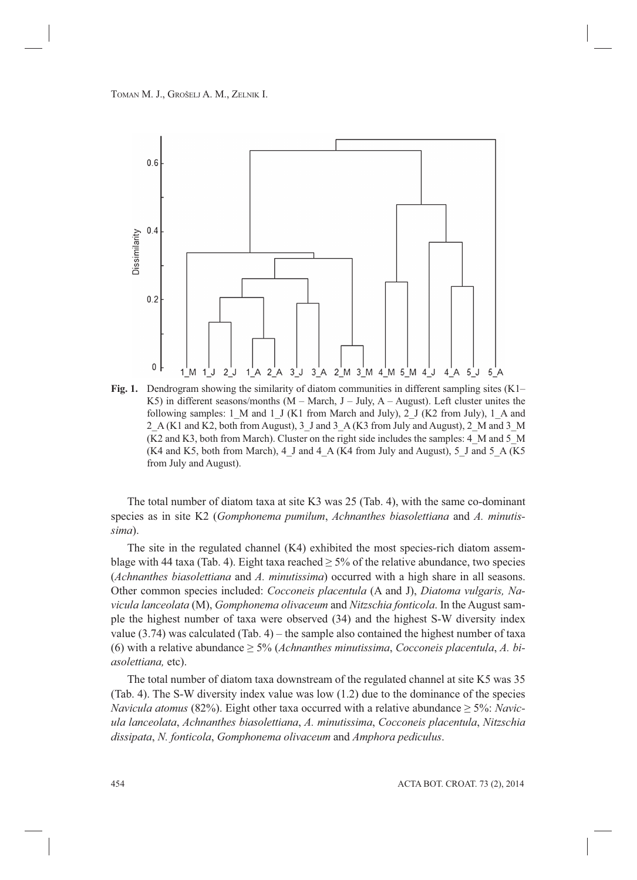**Fig. 1.** Dendrogram showing the similarity of diatom communities in different sampling sites (K1–K5) in different seasons/months (M – March, J – July, A – August). Left cluster unites the following samples: 1_M and 1_J (K1 from March and July), 2_J (K2 from July), 1_A and 2_A (K1 and K2, both from August), 3_J and 3_A (K3 from July and August), 2_M and 3_M (K2 and K3, both from March). Cluster on the right side includes the samples: 4_M and 5_M (K4 and K5, both from March), 4_J and 4_A (K4 from July and August), 5_J and 5_A (K5 from July and August).

The total number of diatom taxa at site K3 was 25 (Tab. 4), with the same co-dominant species as in site K2 (*Gomphonema pumilum*, *Achnanthes biasolettiana* and *A. minutissima*).

The site in the regulated channel (K4) exhibited the most species-rich diatom assemblage with 44 taxa (Tab. 4). Eight taxa reached ≥ 5% of the relative abundance, two species (*Achnanthes biasolettiana* and *A. minutissima*) occurred with a high share in all seasons. Other common species included: *Cocconeis placentula* (A and J), *Diatoma vulgaris, Navicula lanceolata* (M), *Gomphonema olivaceum* and *Nitzschia fonticola*. In the August sample the highest number of taxa were observed (34) and the highest S-W diversity index value (3.74) was calculated (Tab. 4) – the sample also contained the highest number of taxa (6) with a relative abundance ≥ 5% (*Achnanthes minutissima*, *Cocconeis placentula*, *A. biasolettiana,* etc).

The total number of diatom taxa downstream of the regulated channel at site K5 was 35 (Tab. 4). The S-W diversity index value was low (1.2) due to the dominance of the species *Navicula atomus* (82%). Eight other taxa occurred with a relative abundance ≥ 5%: *Navicula lanceolata*, *Achnanthes biasolettiana*, *A. minutissima*, *Cocconeis placentula*, *Nitzschia dissipata*, *N. fonticola*, *Gomphonema olivaceum* and *Amphora pediculus*.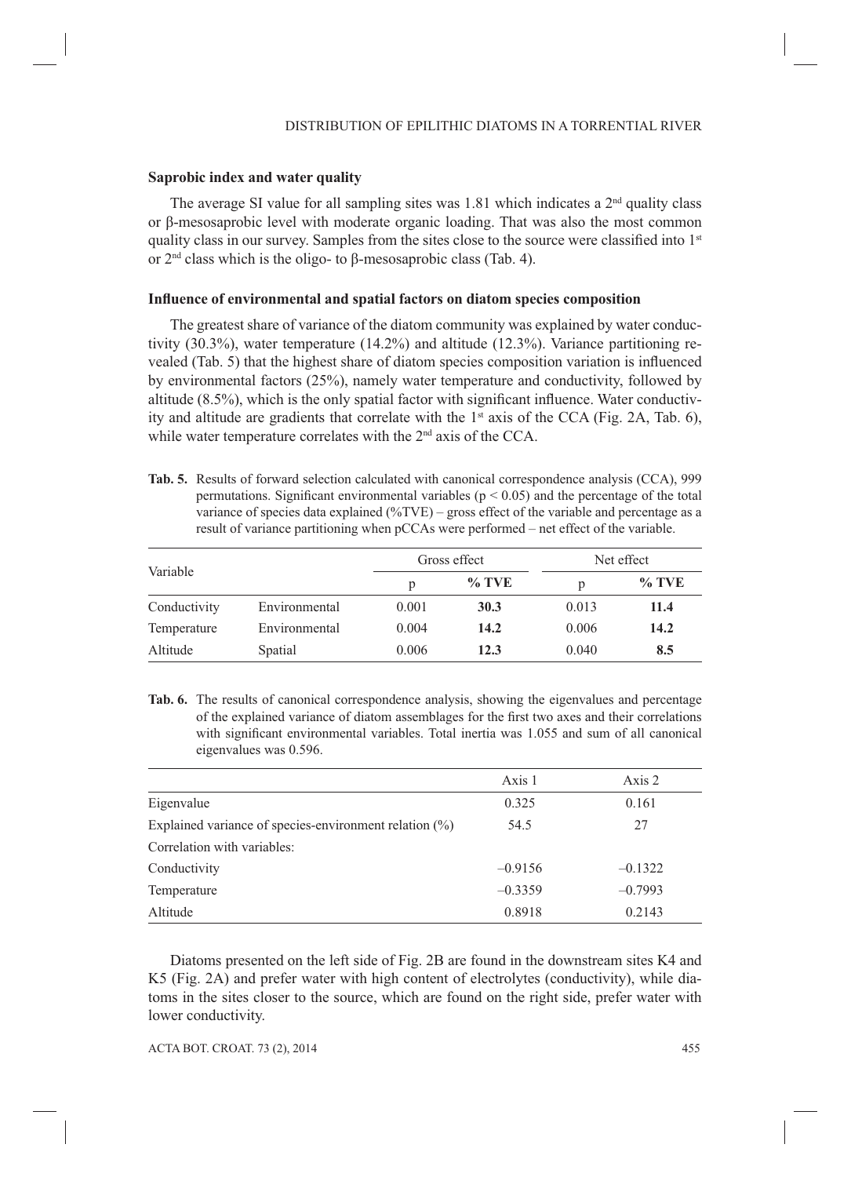### Saprobic index and water quality

The average SI value for all sampling sites was 1.81 which indicates a 2[nd] quality class or β-mesosaprobic level with moderate organic loading. That was also the most common quality class in our survey. Samples from the sites close to the source were classified into 1[st] or 2[nd] class which is the oligo- to β-mesosaprobic class (Tab. 4).

### Influence of environmental and spatial factors on diatom species composition

The greatest share of variance of the diatom community was explained by water conductivity (30.3%), water temperature (14.2%) and altitude (12.3%). Variance partitioning revealed (Tab. 5) that the highest share of diatom species composition variation is influenced by environmental factors (25%), namely water temperature and conductivity, followed by altitude (8.5%), which is the only spatial factor with significant influence. Water conductivity and altitude are gradients that correlate with the 1[st] axis of the CCA (Fig. 2A, Tab. 6), while water temperature correlates with the 2[nd] axis of the CCA.

**Tab. 5.** Results of forward selection calculated with canonical correspondence analysis (CCA), 999 permutations. Significant environmental variables ($p < 0.05$) and the percentage of the total variance of species data explained (%TVE) – gross effect of the variable and percentage as a result of variance partitioning when pCCAs were performed – net effect of the variable.

| Variable | | Gross effect | | Net effect | |
|---|---|---|---|---|---|
| | | p | % TVE | p | % TVE |
| Conductivity | Environmental | 0.001 | **30.3** | 0.013 | **11.4** |
| Temperature | Environmental | 0.004 | **14.2** | 0.006 | **14.2** |
| Altitude | Spatial | 0.006 | **12.3** | 0.040 | **8.5** |

**Tab. 6.** The results of canonical correspondence analysis, showing the eigenvalues and percentage of the explained variance of diatom assemblages for the first two axes and their correlations with significant environmental variables. Total inertia was 1.055 and sum of all canonical eigenvalues was 0.596.

| | Axis 1 | Axis 2 |
|---|---|---|
| Eigenvalue | 0.325 | 0.161 |
| Explained variance of species-environment relation (%) | 54.5 | 27 |
| Correlation with variables: | | |
| Conductivity | –0.9156 | –0.1322 |
| Temperature | –0.3359 | –0.7993 |
| Altitude | 0.8918 | 0.2143 |

Diatoms presented on the left side of Fig. 2B are found in the downstream sites K4 and K5 (Fig. 2A) and prefer water with high content of electrolytes (conductivity), while diatoms in the sites closer to the source, which are found on the right side, prefer water with lower conductivity.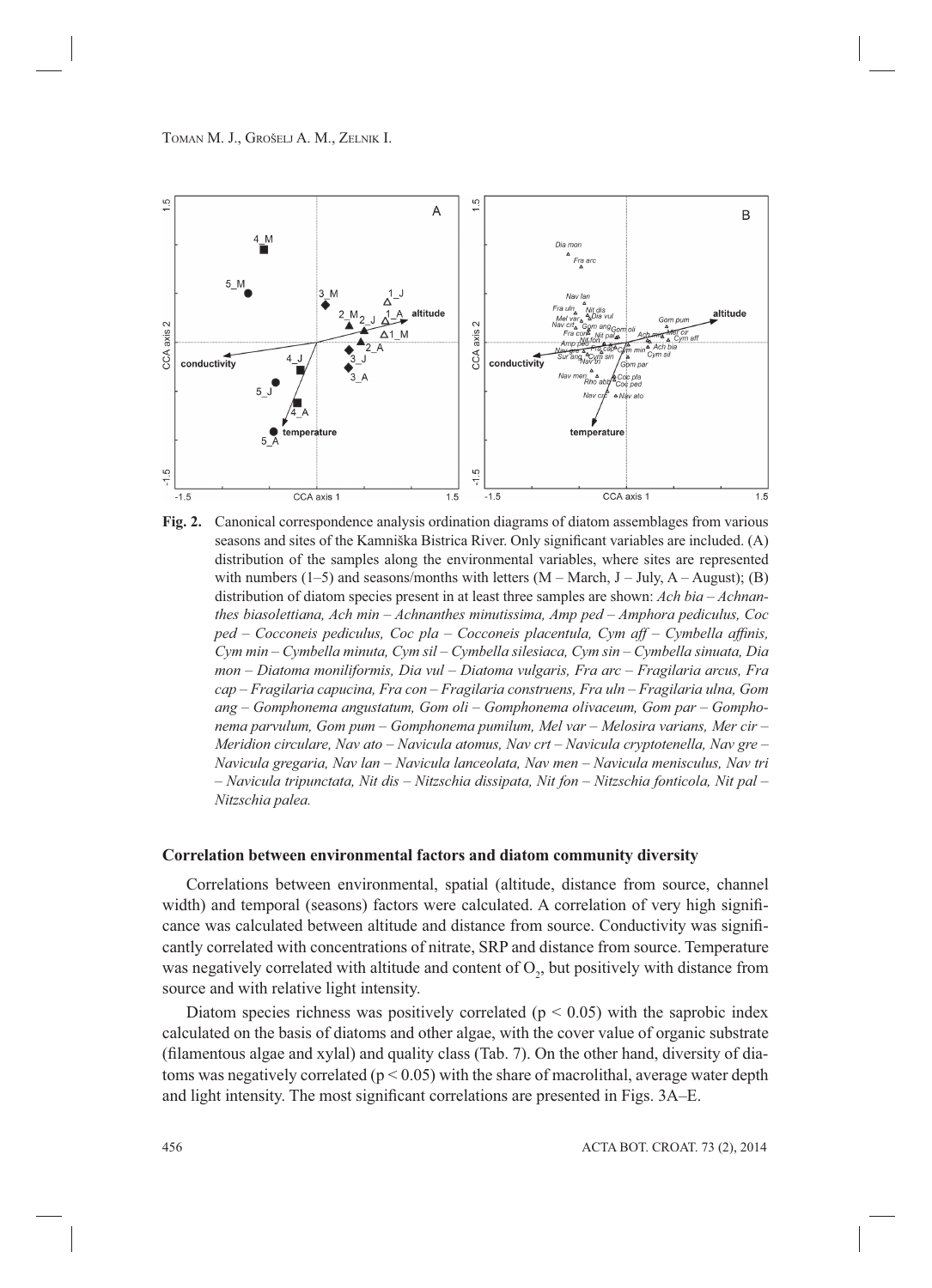**Fig. 2.** Canonical correspondence analysis ordination diagrams of diatom assemblages from various seasons and sites of the Kamniška Bistrica River. Only significant variables are included. (A) distribution of the samples along the environmental variables, where sites are represented with numbers (1–5) and seasons/months with letters (M – March, J – July, A – August); (B) distribution of diatom species present in at least three samples are shown: *Ach bia – Achnanthes biasolettiana, Ach min – Achnanthes minutissima, Amp ped – Amphora pediculus, Coc ped – Cocconeis pediculus, Coc pla – Cocconeis placentula, Cym aff – Cymbella affinis, Cym min – Cymbella minuta, Cym sil – Cymbella silesiaca, Cym sin – Cymbella sinuata, Dia mon – Diatoma moniliformis, Dia vul – Diatoma vulgaris, Fra arc – Fragilaria arcus, Fra cap – Fragilaria capucina, Fra con – Fragilaria construens, Fra uln – Fragilaria ulna, Gom ang – Gomphonema angustatum, Gom oli – Gomphonema olivaceum, Gom par – Gomphonema parvulum, Gom pum – Gomphonema pumilum, Mel var – Melosira varians, Mer cir – Meridion circulare, Nav ato – Navicula atomus, Nav crt – Navicula cryptotenella, Nav gre – Navicula gregaria, Nav lan – Navicula lanceolata, Nav men – Navicula menisculus, Nav tri – Navicula tripunctata, Nit dis – Nitzschia dissipata, Nit fon – Nitzschia fonticola, Nit pal – Nitzschia palea.*

### Correlation between environmental factors and diatom community diversity

Correlations between environmental, spatial (altitude, distance from source, channel width) and temporal (seasons) factors were calculated. A correlation of very high significance was calculated between altitude and distance from source. Conductivity was significantly correlated with concentrations of nitrate, SRP and distance from source. Temperature was negatively correlated with altitude and content of $O_2$, but positively with distance from source and with relative light intensity.

Diatom species richness was positively correlated ($p < 0.05$) with the saprobic index calculated on the basis of diatoms and other algae, with the cover value of organic substrate (filamentous algae and xylal) and quality class (Tab. 7). On the other hand, diversity of diatoms was negatively correlated ($p < 0.05$) with the share of macrolithal, average water depth and light intensity. The most significant correlations are presented in Figs. 3A–E.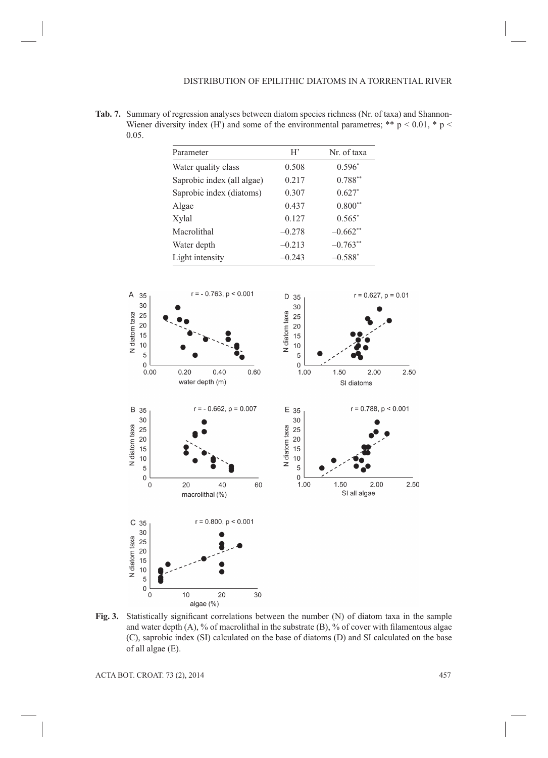**Tab. 7.** Summary of regression analyses between diatom species richness (Nr. of taxa) and Shannon-Wiener diversity index (H') and some of the environmental parametres; ** $p < 0.01$, * $p < 0.05$.

| Parameter | H' | Nr. of taxa |
|---|---|---|
| Water quality class | 0.508 | 0.596* |
| Saprobic index (all algae) | 0.217 | 0.788** |
| Saprobic index (diatoms) | 0.307 | 0.627* |
| Algae | 0.437 | 0.800** |
| Xylal | 0.127 | 0.565* |
| Macrolithal | –0.278 | –0.662** |
| Water depth | –0.213 | –0.763** |
| Light intensity | –0.243 | –0.588* |

**Fig. 3.** Statistically significant correlations between the number (N) of diatom taxa in the sample and water depth (A), % of macrolithal in the substrate (B), % of cover with filamentous algae (C), saprobic index (SI) calculated on the base of diatoms (D) and SI calculated on the base of all algae (E).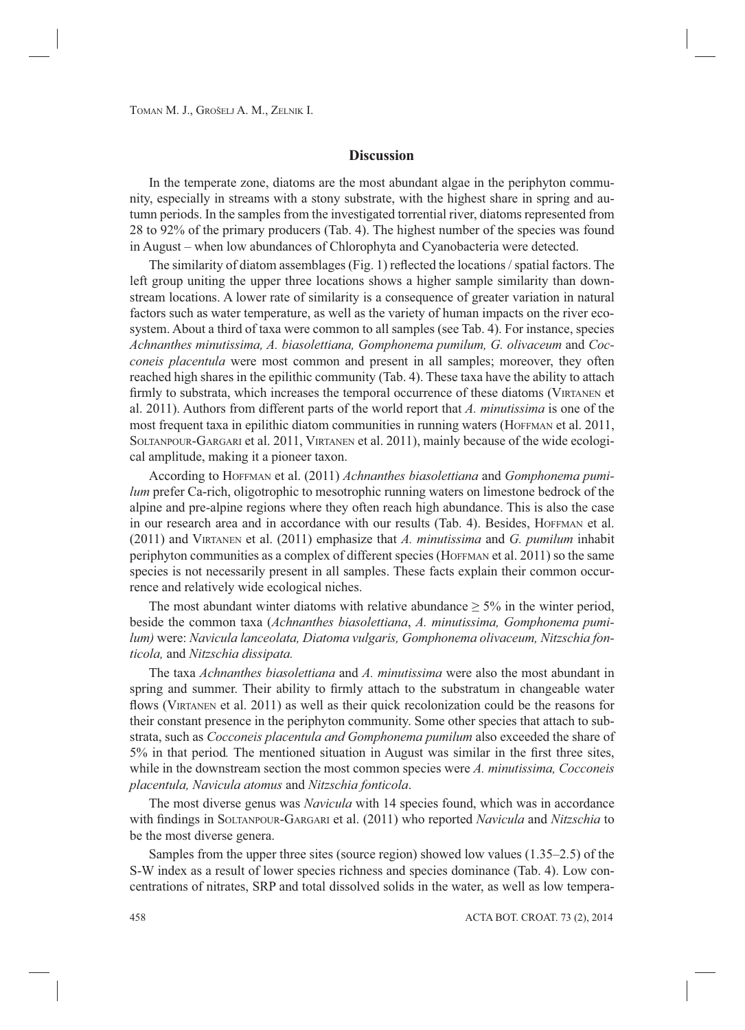## Discussion

In the temperate zone, diatoms are the most abundant algae in the periphyton community, especially in streams with a stony substrate, with the highest share in spring and autumn periods. In the samples from the investigated torrential river, diatoms represented from 28 to 92% of the primary producers (Tab. 4). The highest number of the species was found in August – when low abundances of Chlorophyta and Cyanobacteria were detected.

The similarity of diatom assemblages (Fig. 1) reflected the locations / spatial factors. The left group uniting the upper three locations shows a higher sample similarity than downstream locations. A lower rate of similarity is a consequence of greater variation in natural factors such as water temperature, as well as the variety of human impacts on the river ecosystem. About a third of taxa were common to all samples (see Tab. 4). For instance, species *Achnanthes minutissima, A. biasolettiana, Gomphonema pumilum, G. olivaceum* and *Cocconeis placentula* were most common and present in all samples; moreover, they often reached high shares in the epilithic community (Tab. 4). These taxa have the ability to attach firmly to substrata, which increases the temporal occurrence of these diatoms (Virtanen et al. 2011). Authors from different parts of the world report that *A. minutissima* is one of the most frequent taxa in epilithic diatom communities in running waters (Hoffman et al. 2011, Soltanpour-Gargari et al. 2011, Virtanen et al. 2011), mainly because of the wide ecological amplitude, making it a pioneer taxon.

According to Hoffman et al. (2011) *Achnanthes biasolettiana* and *Gomphonema pumilum* prefer Ca-rich, oligotrophic to mesotrophic running waters on limestone bedrock of the alpine and pre-alpine regions where they often reach high abundance. This is also the case in our research area and in accordance with our results (Tab. 4). Besides, Hoffman et al. (2011) and Virtanen et al. (2011) emphasize that *A. minutissima* and *G. pumilum* inhabit periphyton communities as a complex of different species (Hoffman et al. 2011) so the same species is not necessarily present in all samples. These facts explain their common occurrence and relatively wide ecological niches.

The most abundant winter diatoms with relative abundance $\geq 5\%$ in the winter period, beside the common taxa (*Achnanthes biasolettiana*, *A. minutissima, Gomphonema pumilum)* were: *Navicula lanceolata, Diatoma vulgaris, Gomphonema olivaceum, Nitzschia fonticola,* and *Nitzschia dissipata.*

The taxa *Achnanthes biasolettiana* and *A. minutissima* were also the most abundant in spring and summer. Their ability to firmly attach to the substratum in changeable water flows (Virtanen et al. 2011) as well as their quick recolonization could be the reasons for their constant presence in the periphyton community. Some other species that attach to substrata, such as *Cocconeis placentula and Gomphonema pumilum* also exceeded the share of 5% in that period*.* The mentioned situation in August was similar in the first three sites, while in the downstream section the most common species were *A. minutissima, Cocconeis placentula, Navicula atomus* and *Nitzschia fonticola*.

The most diverse genus was *Navicula* with 14 species found, which was in accordance with findings in Soltanpour-Gargari et al. (2011) who reported *Navicula* and *Nitzschia* to be the most diverse genera.

Samples from the upper three sites (source region) showed low values (1.35–2.5) of the S-W index as a result of lower species richness and species dominance (Tab. 4). Low concentrations of nitrates, SRP and total dissolved solids in the water, as well as low tempera-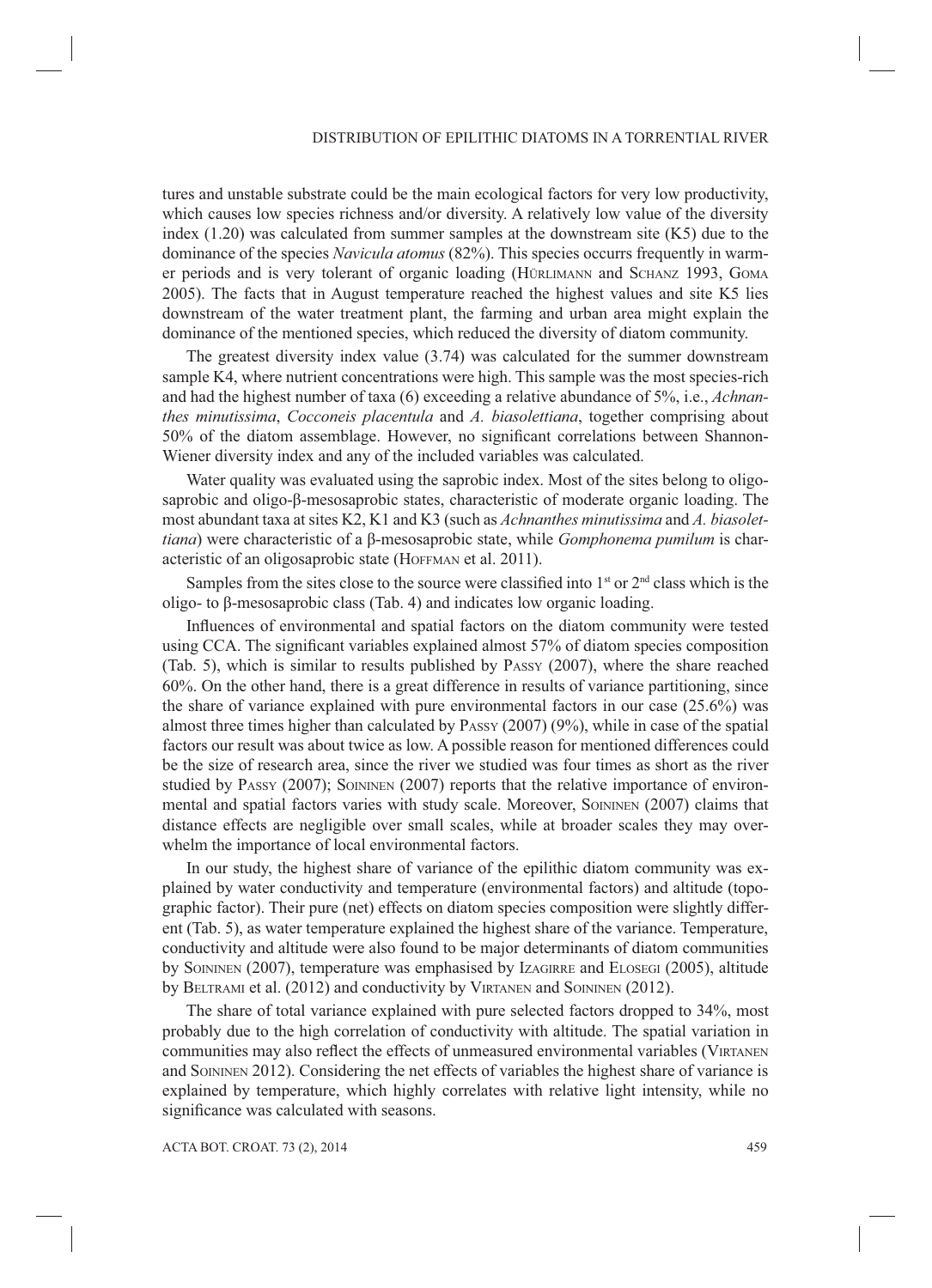tures and unstable substrate could be the main ecological factors for very low productivity, which causes low species richness and/or diversity. A relatively low value of the diversity index (1.20) was calculated from summer samples at the downstream site (K5) due to the dominance of the species *Navicula atomus* (82%). This species occurrs frequently in warmer periods and is very tolerant of organic loading (Hürlimann and Schanz 1993, Goma 2005). The facts that in August temperature reached the highest values and site K5 lies downstream of the water treatment plant, the farming and urban area might explain the dominance of the mentioned species, which reduced the diversity of diatom community.

The greatest diversity index value (3.74) was calculated for the summer downstream sample K4, where nutrient concentrations were high. This sample was the most species-rich and had the highest number of taxa (6) exceeding a relative abundance of 5%, i.e., *Achnanthes minutissima*, *Cocconeis placentula* and *A. biasolettiana*, together comprising about 50% of the diatom assemblage. However, no significant correlations between Shannon-Wiener diversity index and any of the included variables was calculated.

Water quality was evaluated using the saprobic index. Most of the sites belong to oligosaprobic and oligo-β-mesosaprobic states, characteristic of moderate organic loading. The most abundant taxa at sites K2, K1 and K3 (such as *Achnanthes minutissima* and *A. biasolettiana*) were characteristic of a β-mesosaprobic state, while *Gomphonema pumilum* is characteristic of an oligosaprobic state (Hoffman et al. 2011).

Samples from the sites close to the source were classified into 1st or 2nd class which is the oligo- to β-mesosaprobic class (Tab. 4) and indicates low organic loading.

Influences of environmental and spatial factors on the diatom community were tested using CCA. The significant variables explained almost 57% of diatom species composition (Tab. 5), which is similar to results published by Passy (2007), where the share reached 60%. On the other hand, there is a great difference in results of variance partitioning, since the share of variance explained with pure environmental factors in our case (25.6%) was almost three times higher than calculated by Passy (2007) (9%), while in case of the spatial factors our result was about twice as low. A possible reason for mentioned differences could be the size of research area, since the river we studied was four times as short as the river studied by Passy (2007); Soininen (2007) reports that the relative importance of environmental and spatial factors varies with study scale. Moreover, Soininen (2007) claims that distance effects are negligible over small scales, while at broader scales they may overwhelm the importance of local environmental factors.

In our study, the highest share of variance of the epilithic diatom community was explained by water conductivity and temperature (environmental factors) and altitude (topographic factor). Their pure (net) effects on diatom species composition were slightly different (Tab. 5), as water temperature explained the highest share of the variance. Temperature, conductivity and altitude were also found to be major determinants of diatom communities by Soininen (2007), temperature was emphasised by Izagirre and Elosegi (2005), altitude by Beltrami et al. (2012) and conductivity by Virtanen and Soininen (2012).

The share of total variance explained with pure selected factors dropped to 34%, most probably due to the high correlation of conductivity with altitude. The spatial variation in communities may also reflect the effects of unmeasured environmental variables (Virtanen and Soininen 2012). Considering the net effects of variables the highest share of variance is explained by temperature, which highly correlates with relative light intensity, while no significance was calculated with seasons.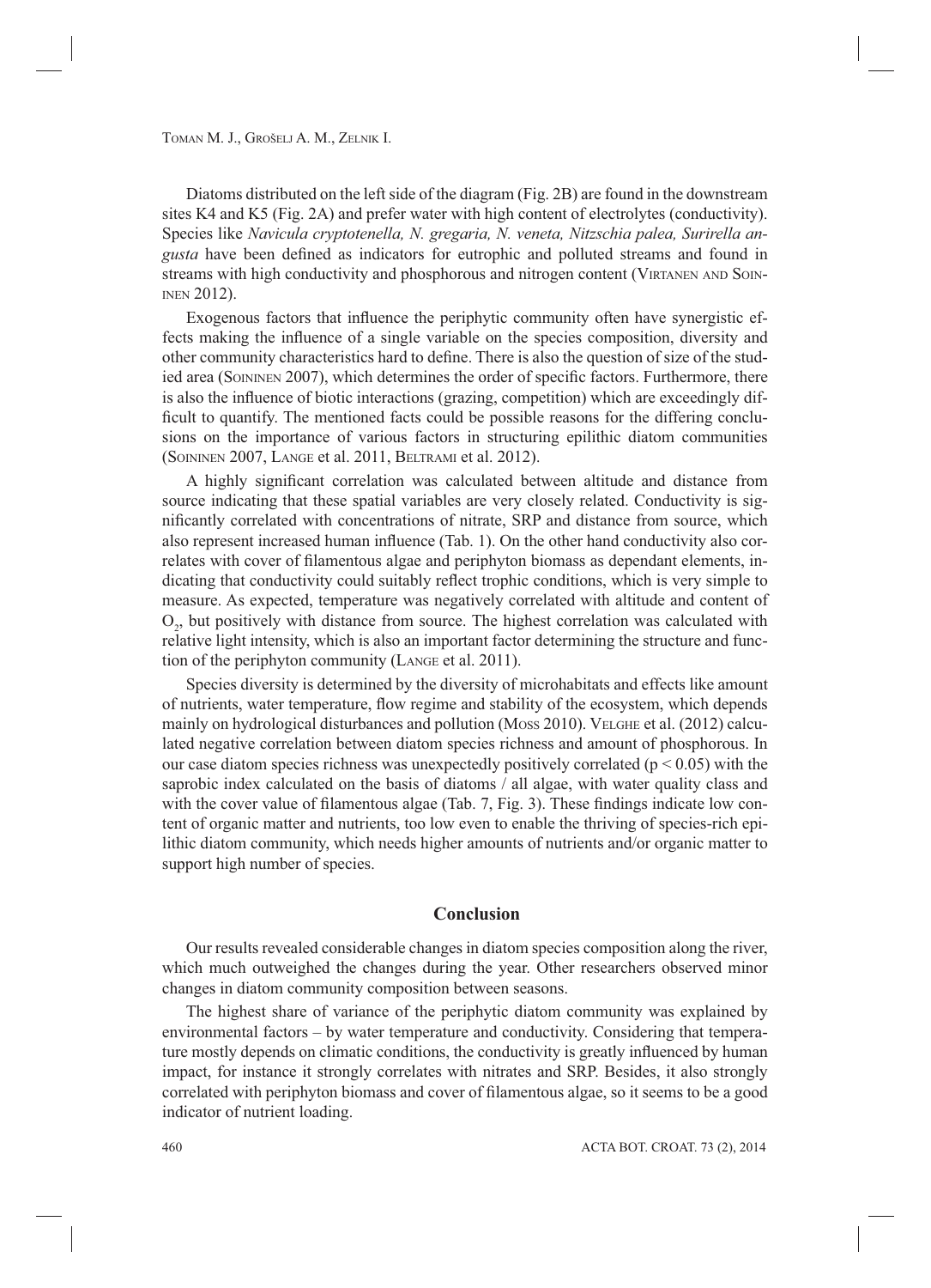Diatoms distributed on the left side of the diagram (Fig. 2B) are found in the downstream sites K4 and K5 (Fig. 2A) and prefer water with high content of electrolytes (conductivity). Species like *Navicula cryptotenella, N. gregaria, N. veneta, Nitzschia palea, Surirella angusta* have been defined as indicators for eutrophic and polluted streams and found in streams with high conductivity and phosphorous and nitrogen content (Virtanen and Soininen 2012).

Exogenous factors that influence the periphytic community often have synergistic effects making the influence of a single variable on the species composition, diversity and other community characteristics hard to define. There is also the question of size of the studied area (Soininen 2007), which determines the order of specific factors. Furthermore, there is also the influence of biotic interactions (grazing, competition) which are exceedingly difficult to quantify. The mentioned facts could be possible reasons for the differing conclusions on the importance of various factors in structuring epilithic diatom communities (Soininen 2007, Lange et al. 2011, Beltrami et al. 2012).

A highly significant correlation was calculated between altitude and distance from source indicating that these spatial variables are very closely related. Conductivity is significantly correlated with concentrations of nitrate, SRP and distance from source, which also represent increased human influence (Tab. 1). On the other hand conductivity also correlates with cover of filamentous algae and periphyton biomass as dependant elements, indicating that conductivity could suitably reflect trophic conditions, which is very simple to measure. As expected, temperature was negatively correlated with altitude and content of $O_2$, but positively with distance from source. The highest correlation was calculated with relative light intensity, which is also an important factor determining the structure and function of the periphyton community (Lange et al. 2011).

Species diversity is determined by the diversity of microhabitats and effects like amount of nutrients, water temperature, flow regime and stability of the ecosystem, which depends mainly on hydrological disturbances and pollution (Moss 2010). Velghe et al. (2012) calculated negative correlation between diatom species richness and amount of phosphorous. In our case diatom species richness was unexpectedly positively correlated ($p < 0.05$) with the saprobic index calculated on the basis of diatoms / all algae, with water quality class and with the cover value of filamentous algae (Tab. 7, Fig. 3). These findings indicate low content of organic matter and nutrients, too low even to enable the thriving of species-rich epilithic diatom community, which needs higher amounts of nutrients and/or organic matter to support high number of species.

## Conclusion

Our results revealed considerable changes in diatom species composition along the river, which much outweighed the changes during the year. Other researchers observed minor changes in diatom community composition between seasons.

The highest share of variance of the periphytic diatom community was explained by environmental factors – by water temperature and conductivity. Considering that temperature mostly depends on climatic conditions, the conductivity is greatly influenced by human impact, for instance it strongly correlates with nitrates and SRP. Besides, it also strongly correlated with periphyton biomass and cover of filamentous algae, so it seems to be a good indicator of nutrient loading.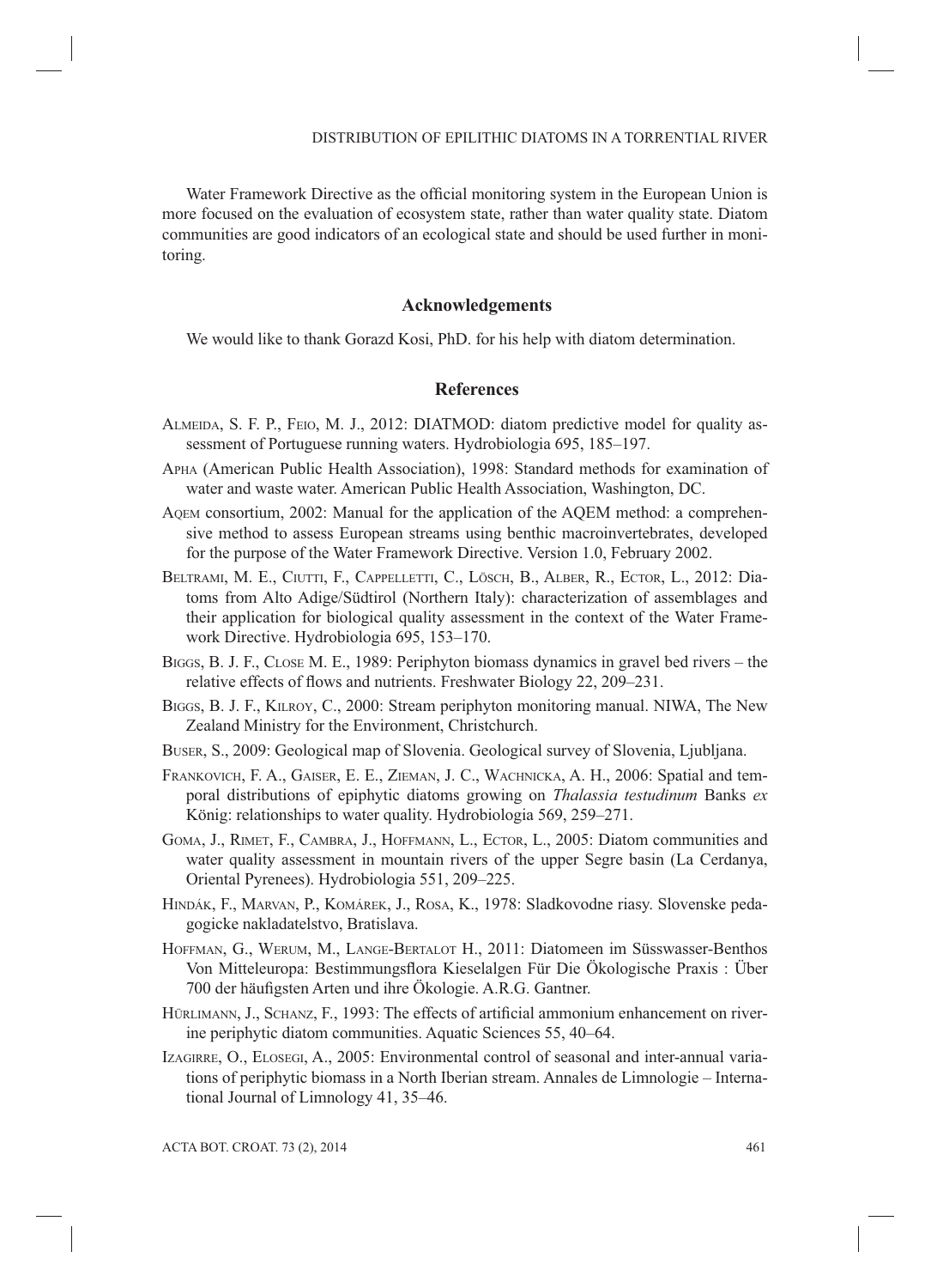Water Framework Directive as the official monitoring system in the European Union is more focused on the evaluation of ecosystem state, rather than water quality state. Diatom communities are good indicators of an ecological state and should be used further in monitoring.

## Acknowledgements

We would like to thank Gorazd Kosi, PhD. for his help with diatom determination.

## References

Almeida, S. F. P., Feio, M. J., 2012: DIATMOD: diatom predictive model for quality assessment of Portuguese running waters. Hydrobiologia 695, 185–197.

Apha (American Public Health Association), 1998: Standard methods for examination of water and waste water. American Public Health Association, Washington, DC.

Aqem consortium, 2002: Manual for the application of the AQEM method: a comprehensive method to assess European streams using benthic macroinvertebrates, developed for the purpose of the Water Framework Directive. Version 1.0, February 2002.

Beltrami, M. E., Ciutti, F., Cappelletti, C., Lösch, B., Alber, R., Ector, L., 2012: Diatoms from Alto Adige/Südtirol (Northern Italy): characterization of assemblages and their application for biological quality assessment in the context of the Water Framework Directive. Hydrobiologia 695, 153–170.

Biggs, B. J. F., Close M. E., 1989: Periphyton biomass dynamics in gravel bed rivers – the relative effects of flows and nutrients. Freshwater Biology 22, 209–231.

Biggs, B. J. F., Kilroy, C., 2000: Stream periphyton monitoring manual. NIWA, The New Zealand Ministry for the Environment, Christchurch.

Buser, S., 2009: Geological map of Slovenia. Geological survey of Slovenia, Ljubljana.

Frankovich, F. A., Gaiser, E. E., Zieman, J. C., Wachnicka, A. H., 2006: Spatial and temporal distributions of epiphytic diatoms growing on *Thalassia testudinum* Banks *ex* König: relationships to water quality. Hydrobiologia 569, 259–271.

Goma, J., Rimet, F., Cambra, J., Hoffmann, L., Ector, L., 2005: Diatom communities and water quality assessment in mountain rivers of the upper Segre basin (La Cerdanya, Oriental Pyrenees). Hydrobiologia 551, 209–225.

Hindák, F., Marvan, P., Komárek, J., Rosa, K., 1978: Sladkovodne riasy. Slovenske pedagogicke nakladatelstvo, Bratislava.

Hoffman, G., Werum, M., Lange-Bertalot H., 2011: Diatomeen im Süsswasser-Benthos Von Mitteleuropa: Bestimmungsflora Kieselalgen Für Die Ökologische Praxis : Über 700 der häufigsten Arten und ihre Ökologie. A.R.G. Gantner.

Hürlimann, J., Schanz, F., 1993: The effects of artificial ammonium enhancement on riverine periphytic diatom communities. Aquatic Sciences 55, 40–64.

Izagirre, O., Elosegi, A., 2005: Environmental control of seasonal and inter-annual variations of periphytic biomass in a North Iberian stream. Annales de Limnologie – International Journal of Limnology 41, 35–46.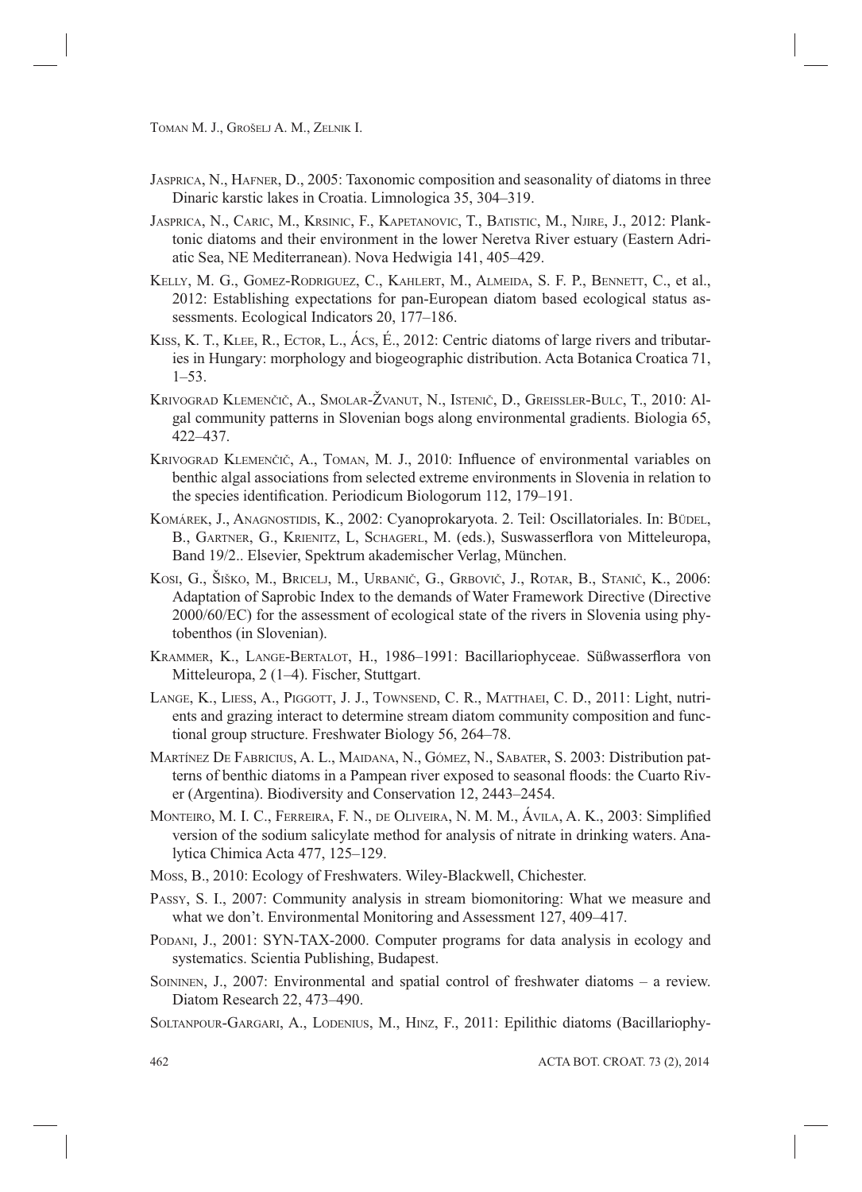Jasprica, N., Hafner, D., 2005: Taxonomic composition and seasonality of diatoms in three Dinaric karstic lakes in Croatia. Limnologica 35, 304–319.

Jasprica, N., Caric, M., Krsinic, F., Kapetanovic, T., Batistic, M., Njire, J., 2012: Planktonic diatoms and their environment in the lower Neretva River estuary (Eastern Adriatic Sea, NE Mediterranean). Nova Hedwigia 141, 405–429.

Kelly, M. G., Gomez-Rodriguez, C., Kahlert, M., Almeida, S. F. P., Bennett, C., et al., 2012: Establishing expectations for pan-European diatom based ecological status assessments. Ecological Indicators 20, 177–186.

Kiss, K. T., Klee, R., Ector, L., Ács, É., 2012: Centric diatoms of large rivers and tributaries in Hungary: morphology and biogeographic distribution. Acta Botanica Croatica 71, 1–53.

Krivograd Klemenčič, A., Smolar-Žvanut, N., Istenič, D., Greissler-Bulc, T., 2010: Algal community patterns in Slovenian bogs along environmental gradients. Biologia 65, 422–437.

Krivograd Klemenčič, A., Toman, M. J., 2010: Influence of environmental variables on benthic algal associations from selected extreme environments in Slovenia in relation to the species identification. Periodicum Biologorum 112, 179–191.

Komárek, J., Anagnostidis, K., 2002: Cyanoprokaryota. 2. Teil: Oscillatoriales. In: Büdel, B., Gartner, G., Krienitz, L, Schagerl, M. (eds.), Suswasserflora von Mitteleuropa, Band 19/2.. Elsevier, Spektrum akademischer Verlag, München.

Kosi, G., Šiško, M., Bricelj, M., Urbanič, G., Grbovič, J., Rotar, B., Stanič, K., 2006: Adaptation of Saprobic Index to the demands of Water Framework Directive (Directive 2000/60/EC) for the assessment of ecological state of the rivers in Slovenia using phytobenthos (in Slovenian).

Krammer, K., Lange-Bertalot, H., 1986–1991: Bacillariophyceae. Süßwasserflora von Mitteleuropa, 2 (1–4). Fischer, Stuttgart.

Lange, K., Liess, A., Piggott, J. J., Townsend, C. R., Matthaei, C. D., 2011: Light, nutrients and grazing interact to determine stream diatom community composition and functional group structure. Freshwater Biology 56, 264–78.

Martínez De Fabricius, A. L., Maidana, N., Gómez, N., Sabater, S. 2003: Distribution patterns of benthic diatoms in a Pampean river exposed to seasonal floods: the Cuarto River (Argentina). Biodiversity and Conservation 12, 2443–2454.

Monteiro, M. I. C., Ferreira, F. N., de Oliveira, N. M. M., Ávila, A. K., 2003: Simplified version of the sodium salicylate method for analysis of nitrate in drinking waters. Analytica Chimica Acta 477, 125–129.

Moss, B., 2010: Ecology of Freshwaters. Wiley-Blackwell, Chichester.

Passy, S. I., 2007: Community analysis in stream biomonitoring: What we measure and what we don't. Environmental Monitoring and Assessment 127, 409–417.

Podani, J., 2001: SYN-TAX-2000. Computer programs for data analysis in ecology and systematics. Scientia Publishing, Budapest.

Soininen, J., 2007: Environmental and spatial control of freshwater diatoms – a review. Diatom Research 22, 473–490.

Soltanpour-Gargari, A., Lodenius, M., Hinz, F., 2011: Epilithic diatoms (Bacillariophy-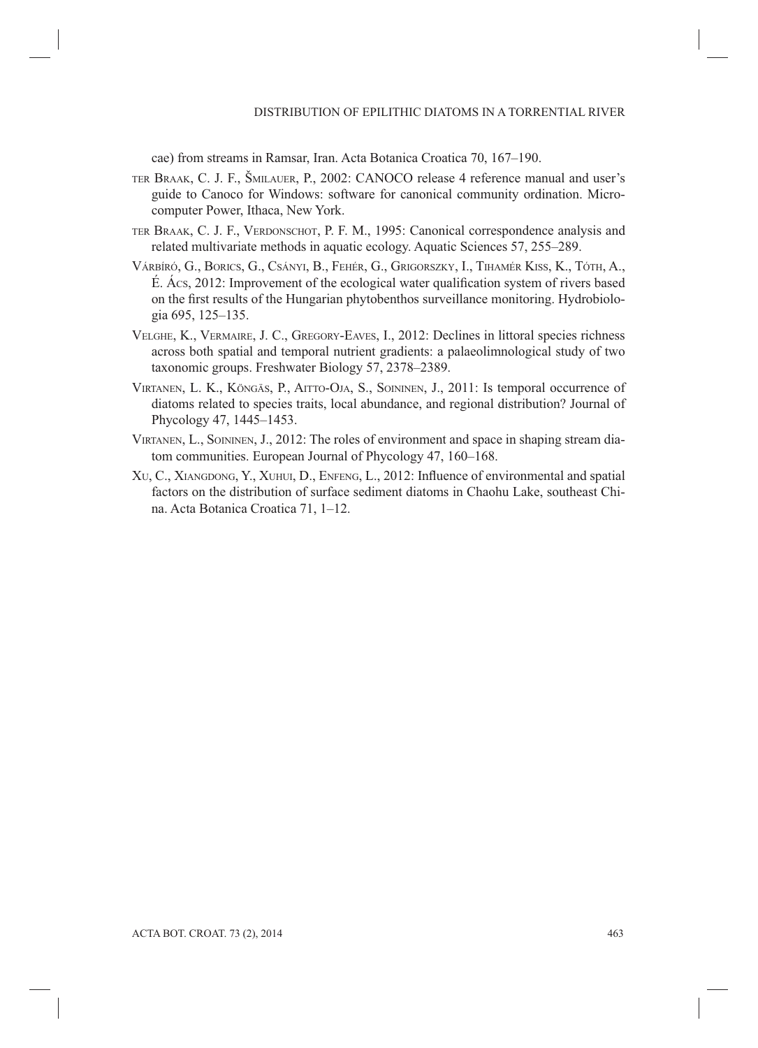cae) from streams in Ramsar, Iran. Acta Botanica Croatica 70, 167–190.

TER BRAAK, C. J. F., ŠMILAUER, P., 2002: CANOCO release 4 reference manual and user's guide to Canoco for Windows: software for canonical community ordination. Microcomputer Power, Ithaca, New York.

TER BRAAK, C. J. F., VERDONSCHOT, P. F. M., 1995: Canonical correspondence analysis and related multivariate methods in aquatic ecology. Aquatic Sciences 57, 255–289.

VÁRBÍRÓ, G., BORICS, G., CSÁNYI, B., FEHÉR, G., GRIGORSZKY, I., TIHAMÉR KISS, K., TÓTH, A., É. ÁCS, 2012: Improvement of the ecological water qualification system of rivers based on the first results of the Hungarian phytobenthos surveillance monitoring. Hydrobiologia 695, 125–135.

VELGHE, K., VERMAIRE, J. C., GREGORY-EAVES, I., 2012: Declines in littoral species richness across both spatial and temporal nutrient gradients: a palaeolimnological study of two taxonomic groups. Freshwater Biology 57, 2378–2389.

VIRTANEN, L. K., KÖNGÄS, P., AITTO-OJA, S., SOININEN, J., 2011: Is temporal occurrence of diatoms related to species traits, local abundance, and regional distribution? Journal of Phycology 47, 1445–1453.

VIRTANEN, L., SOININEN, J., 2012: The roles of environment and space in shaping stream diatom communities. European Journal of Phycology 47, 160–168.

XU, C., XIANGDONG, Y., XUHUI, D., ENFENG, L., 2012: Influence of environmental and spatial factors on the distribution of surface sediment diatoms in Chaohu Lake, southeast China. Acta Botanica Croatica 71, 1–12.